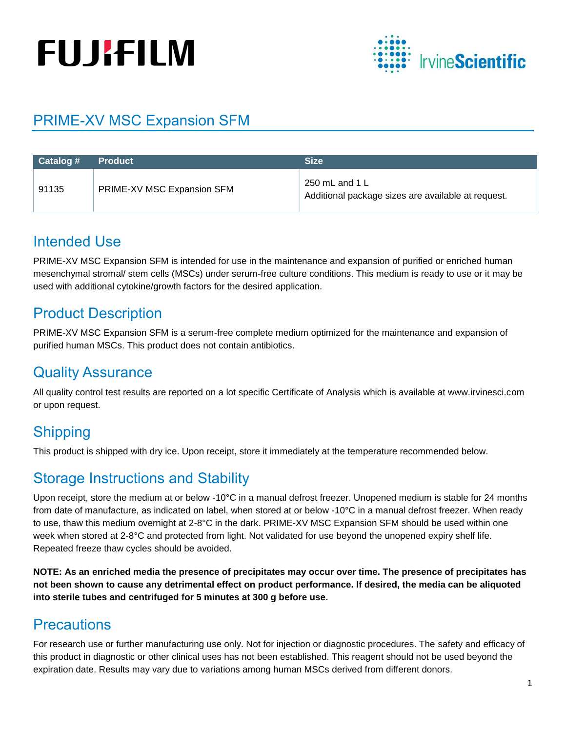# PRIME-XV MSC Expansion SFM

| Catalog # | Product | Size |
|---|---|---|
| 91135 | PRIME-XV MSC Expansion SFM | 250 mL and 1 L<br>Additional package sizes are available at request. |

## Intended Use

PRIME-XV MSC Expansion SFM is intended for use in the maintenance and expansion of purified or enriched human mesenchymal stromal/ stem cells (MSCs) under serum-free culture conditions. This medium is ready to use or it may be used with additional cytokine/growth factors for the desired application.

## Product Description

PRIME-XV MSC Expansion SFM is a serum-free complete medium optimized for the maintenance and expansion of purified human MSCs. This product does not contain antibiotics.

## Quality Assurance

All quality control test results are reported on a lot specific Certificate of Analysis which is available at www.irvinesci.com or upon request.

## Shipping

This product is shipped with dry ice. Upon receipt, store it immediately at the temperature recommended below.

## Storage Instructions and Stability

Upon receipt, store the medium at or below -10°C in a manual defrost freezer. Unopened medium is stable for 24 months from date of manufacture, as indicated on label, when stored at or below -10°C in a manual defrost freezer. When ready to use, thaw this medium overnight at 2-8°C in the dark. PRIME-XV MSC Expansion SFM should be used within one week when stored at 2-8°C and protected from light. Not validated for use beyond the unopened expiry shelf life. Repeated freeze thaw cycles should be avoided.

**NOTE: As an enriched media the presence of precipitates may occur over time. The presence of precipitates has not been shown to cause any detrimental effect on product performance. If desired, the media can be aliquoted into sterile tubes and centrifuged for 5 minutes at 300 g before use.**

## Precautions

For research use or further manufacturing use only. Not for injection or diagnostic procedures. The safety and efficacy of this product in diagnostic or other clinical uses has not been established. This reagent should not be used beyond the expiration date. Results may vary due to variations among human MSCs derived from different donors.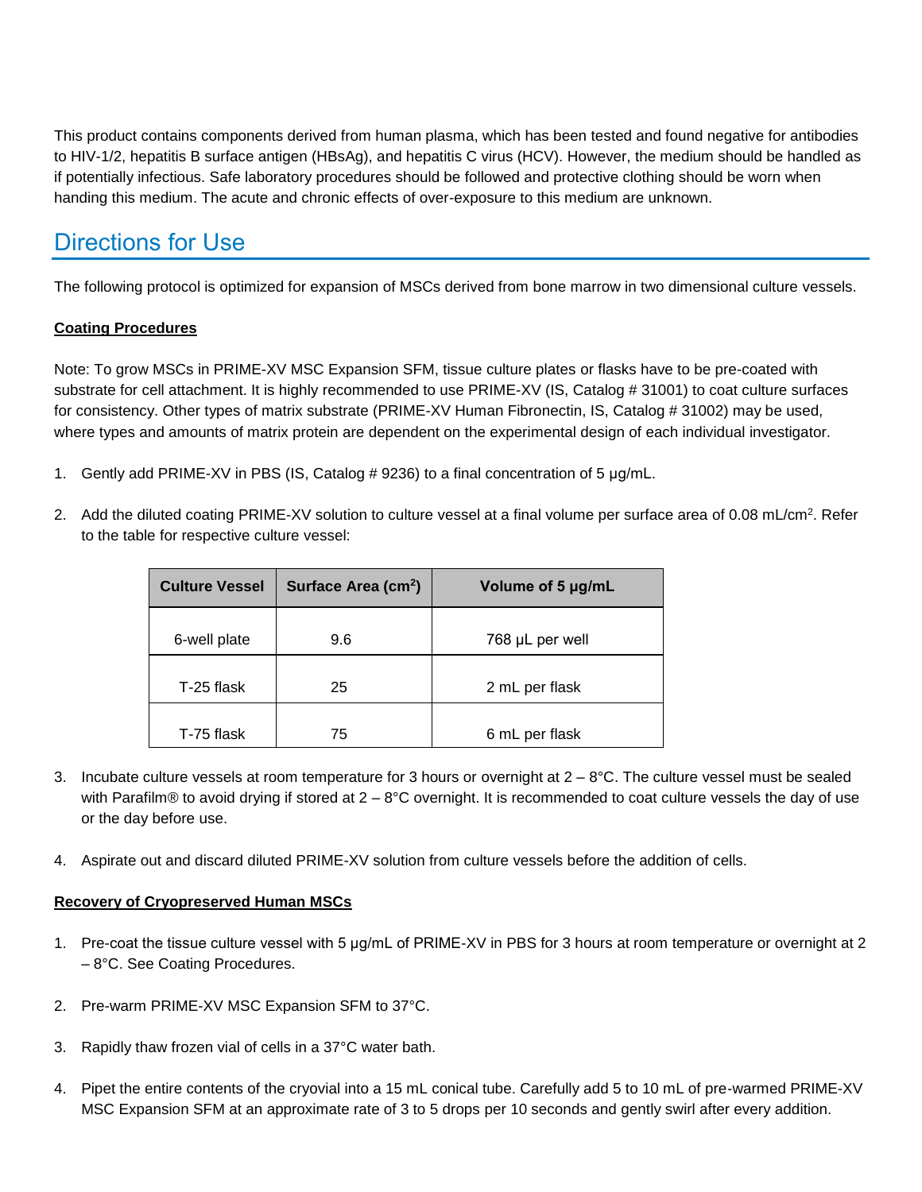This product contains components derived from human plasma, which has been tested and found negative for antibodies to HIV-1/2, hepatitis B surface antigen (HBsAg), and hepatitis C virus (HCV). However, the medium should be handled as if potentially infectious. Safe laboratory procedures should be followed and protective clothing should be worn when handing this medium. The acute and chronic effects of over-exposure to this medium are unknown.

## Directions for Use

The following protocol is optimized for expansion of MSCs derived from bone marrow in two dimensional culture vessels.

**Coating Procedures**

Note: To grow MSCs in PRIME-XV MSC Expansion SFM, tissue culture plates or flasks have to be pre-coated with substrate for cell attachment. It is highly recommended to use PRIME-XV (IS, Catalog # 31001) to coat culture surfaces for consistency. Other types of matrix substrate (PRIME-XV Human Fibronectin, IS, Catalog # 31002) may be used, where types and amounts of matrix protein are dependent on the experimental design of each individual investigator.

1. Gently add PRIME-XV in PBS (IS, Catalog # 9236) to a final concentration of 5 µg/mL.
2. Add the diluted coating PRIME-XV solution to culture vessel at a final volume per surface area of 0.08 mL/cm$^2$. Refer to the table for respective culture vessel:

| Culture Vessel | Surface Area (cm$^2$) | Volume of 5 µg/mL |
|---|---|---|
| 6-well plate | 9.6 | 768 µL per well |
| T-25 flask | 25 | 2 mL per flask |
| T-75 flask | 75 | 6 mL per flask |

3. Incubate culture vessels at room temperature for 3 hours or overnight at 2 – 8°C. The culture vessel must be sealed with Parafilm® to avoid drying if stored at 2 – 8°C overnight. It is recommended to coat culture vessels the day of use or the day before use.
4. Aspirate out and discard diluted PRIME-XV solution from culture vessels before the addition of cells.

**Recovery of Cryopreserved Human MSCs**

1. Pre-coat the tissue culture vessel with 5 µg/mL of PRIME-XV in PBS for 3 hours at room temperature or overnight at 2 – 8°C. See Coating Procedures.
2. Pre-warm PRIME-XV MSC Expansion SFM to 37°C.
3. Rapidly thaw frozen vial of cells in a 37°C water bath.
4. Pipet the entire contents of the cryovial into a 15 mL conical tube. Carefully add 5 to 10 mL of pre-warmed PRIME-XV MSC Expansion SFM at an approximate rate of 3 to 5 drops per 10 seconds and gently swirl after every addition.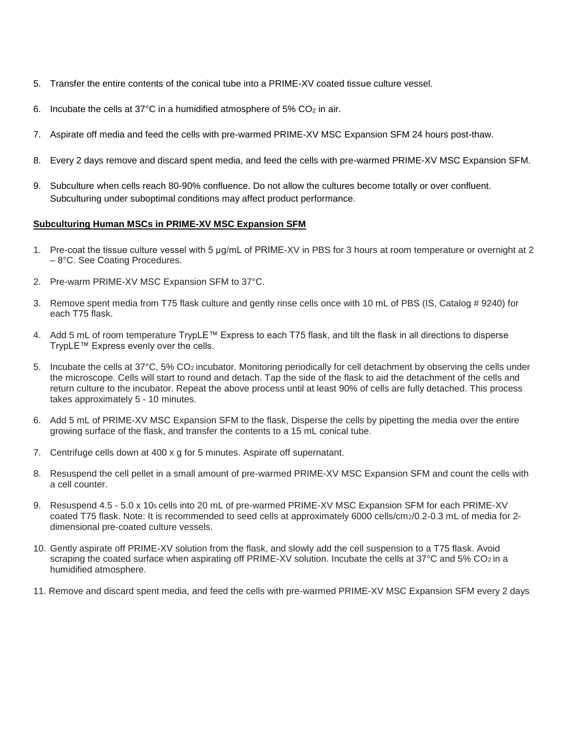5. Transfer the entire contents of the conical tube into a PRIME-XV coated tissue culture vessel.

6. Incubate the cells at 37°C in a humidified atmosphere of 5% $CO_2$ in air.

7. Aspirate off media and feed the cells with pre-warmed PRIME-XV MSC Expansion SFM 24 hours post-thaw.

8. Every 2 days remove and discard spent media, and feed the cells with pre-warmed PRIME-XV MSC Expansion SFM.

9. Subculture when cells reach 80-90% confluence. Do not allow the cultures become totally or over confluent. Subculturing under suboptimal conditions may affect product performance.

**<u>Subculturing Human MSCs in PRIME-XV MSC Expansion SFM</u>**

1. Pre-coat the tissue culture vessel with 5 μg/mL of PRIME-XV in PBS for 3 hours at room temperature or overnight at 2 – 8°C. See Coating Procedures.

2. Pre-warm PRIME-XV MSC Expansion SFM to 37°C.

3. Remove spent media from T75 flask culture and gently rinse cells once with 10 mL of PBS (IS, Catalog # 9240) for each T75 flask.

4. Add 5 mL of room temperature TrypLE™ Express to each T75 flask, and tilt the flask in all directions to disperse TrypLE™ Express evenly over the cells.

5. Incubate the cells at 37°C, 5% $CO_2$ incubator. Monitoring periodically for cell detachment by observing the cells under the microscope. Cells will start to round and detach. Tap the side of the flask to aid the detachment of the cells and return culture to the incubator. Repeat the above process until at least 90% of cells are fully detached. This process takes approximately 5 - 10 minutes.

6. Add 5 mL of PRIME-XV MSC Expansion SFM to the flask, Disperse the cells by pipetting the media over the entire growing surface of the flask, and transfer the contents to a 15 mL conical tube.

7. Centrifuge cells down at 400 x g for 5 minutes. Aspirate off supernatant.

8. Resuspend the cell pellet in a small amount of pre-warmed PRIME-XV MSC Expansion SFM and count the cells with a cell counter.

9. Resuspend 4.5 - 5.0 x $10^5$ cells into 20 mL of pre-warmed PRIME-XV MSC Expansion SFM for each PRIME-XV coated T75 flask. Note: It is recommended to seed cells at approximately 6000 cells/$cm^2$/0.2-0.3 mL of media for 2-dimensional pre-coated culture vessels.

10. Gently aspirate off PRIME-XV solution from the flask, and slowly add the cell suspension to a T75 flask. Avoid scraping the coated surface when aspirating off PRIME-XV solution. Incubate the cells at 37°C and 5% $CO_2$ in a humidified atmosphere.

11. Remove and discard spent media, and feed the cells with pre-warmed PRIME-XV MSC Expansion SFM every 2 days.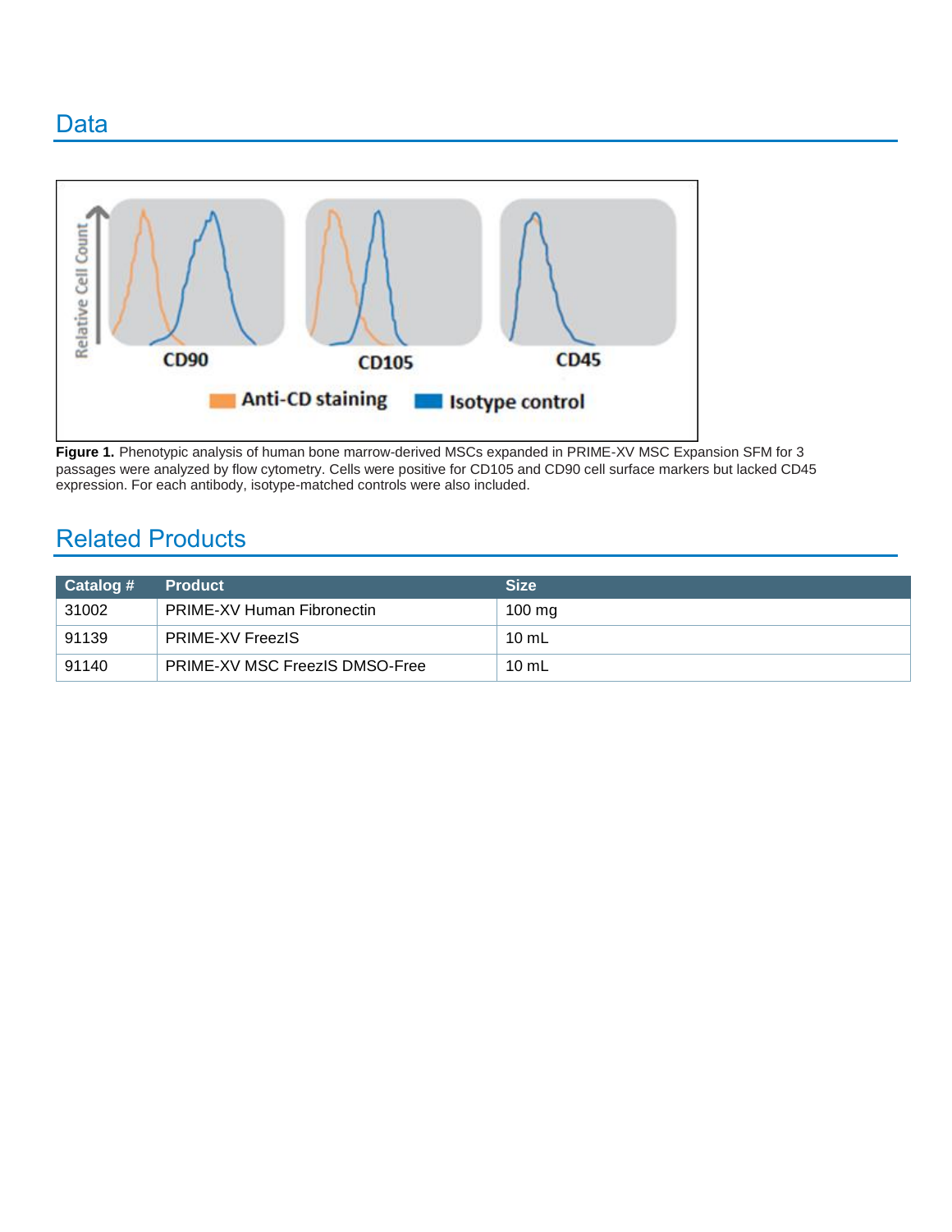## Data

**Figure 1.** Phenotypic analysis of human bone marrow-derived MSCs expanded in PRIME-XV MSC Expansion SFM for 3 passages were analyzed by flow cytometry. Cells were positive for CD105 and CD90 cell surface markers but lacked CD45 expression. For each antibody, isotype-matched controls were also included.

## Related Products

| Catalog # | Product | Size |
|---|---|---|
| 31002 | PRIME-XV Human Fibronectin | 100 mg |
| 91139 | PRIME-XV FreezIS | 10 mL |
| 91140 | PRIME-XV MSC FreezIS DMSO-Free | 10 mL |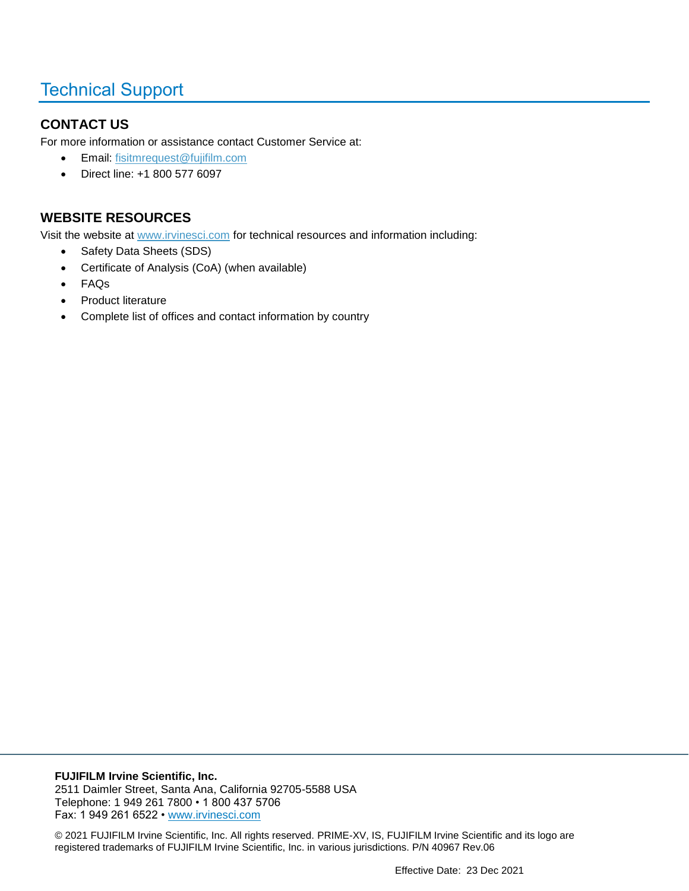# Technical Support

## CONTACT US

For more information or assistance contact Customer Service at:

- Email: fisitmrequest@fujifilm.com
- Direct line: +1 800 577 6097

## WEBSITE RESOURCES

Visit the website at www.irvinesci.com for technical resources and information including:

- Safety Data Sheets (SDS)
- Certificate of Analysis (CoA) (when available)
- FAQs
- Product literature
- Complete list of offices and contact information by country

**FUJIFILM Irvine Scientific, Inc.**
2511 Daimler Street, Santa Ana, California 92705-5588 USA
Telephone: 1 949 261 7800 • 1 800 437 5706
Fax: 1 949 261 6522 • www.irvinesci.com

© 2021 FUJIFILM Irvine Scientific, Inc. All rights reserved. PRIME-XV, IS, FUJIFILM Irvine Scientific and its logo are registered trademarks of FUJIFILM Irvine Scientific, Inc. in various jurisdictions. P/N 40967 Rev.06

Effective Date: 23 Dec 2021